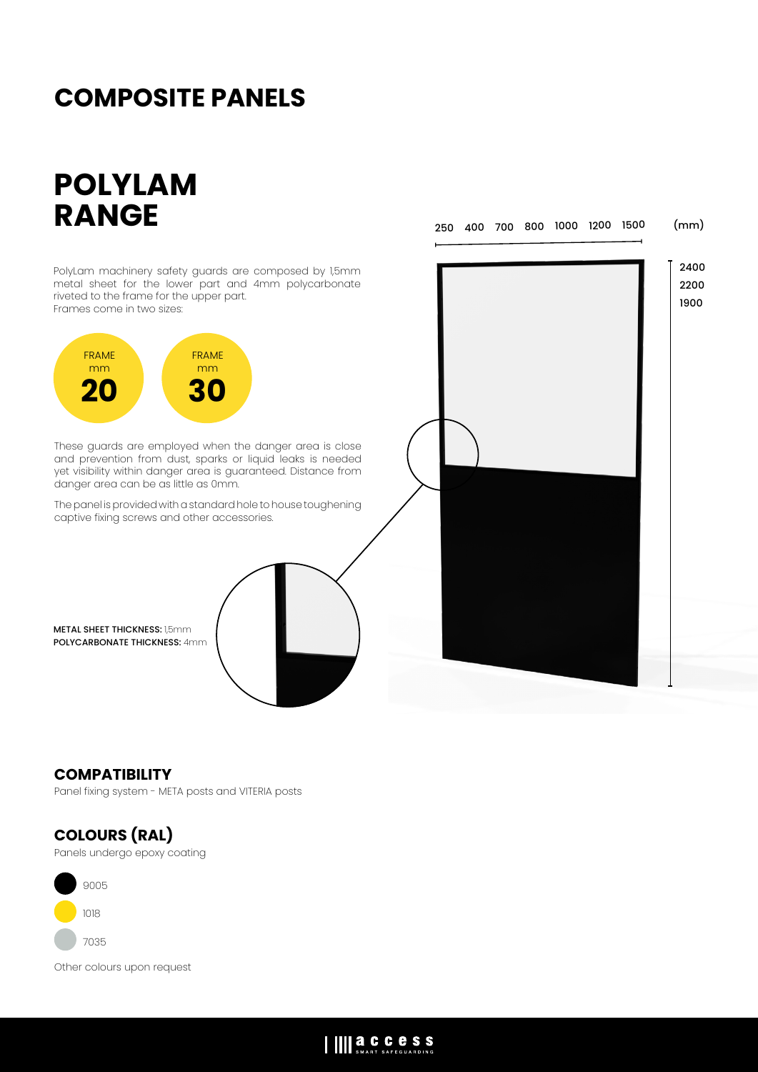# COMPOSITE PANELS

## POLYLAM RANGE

PolyLam machinery safety guards are composed by 1,5mm metal sheet for the lower part and 4mm polycarbonate riveted to the frame for the upper part.
Frames come in two sizes:

FRAME mm **20**

FRAME mm **30**

These guards are employed when the danger area is close and prevention from dust, sparks or liquid leaks is needed yet visibility within danger area is guaranteed. Distance from danger area can be as little as 0mm.

The panel is provided with a standard hole to house toughening captive fixing screws and other accessories.

**METAL SHEET THICKNESS:** 1,5mm
**POLYCARBONATE THICKNESS:** 4mm

250 400 700 800 1000 1200 1500 (mm)

2400
2200
1900

### COMPATIBILITY

Panel fixing system - META posts and VITERIA posts

### COLOURS (RAL)

Panels undergo epoxy coating

- 9005
- 1018
- 7035

Other colours upon request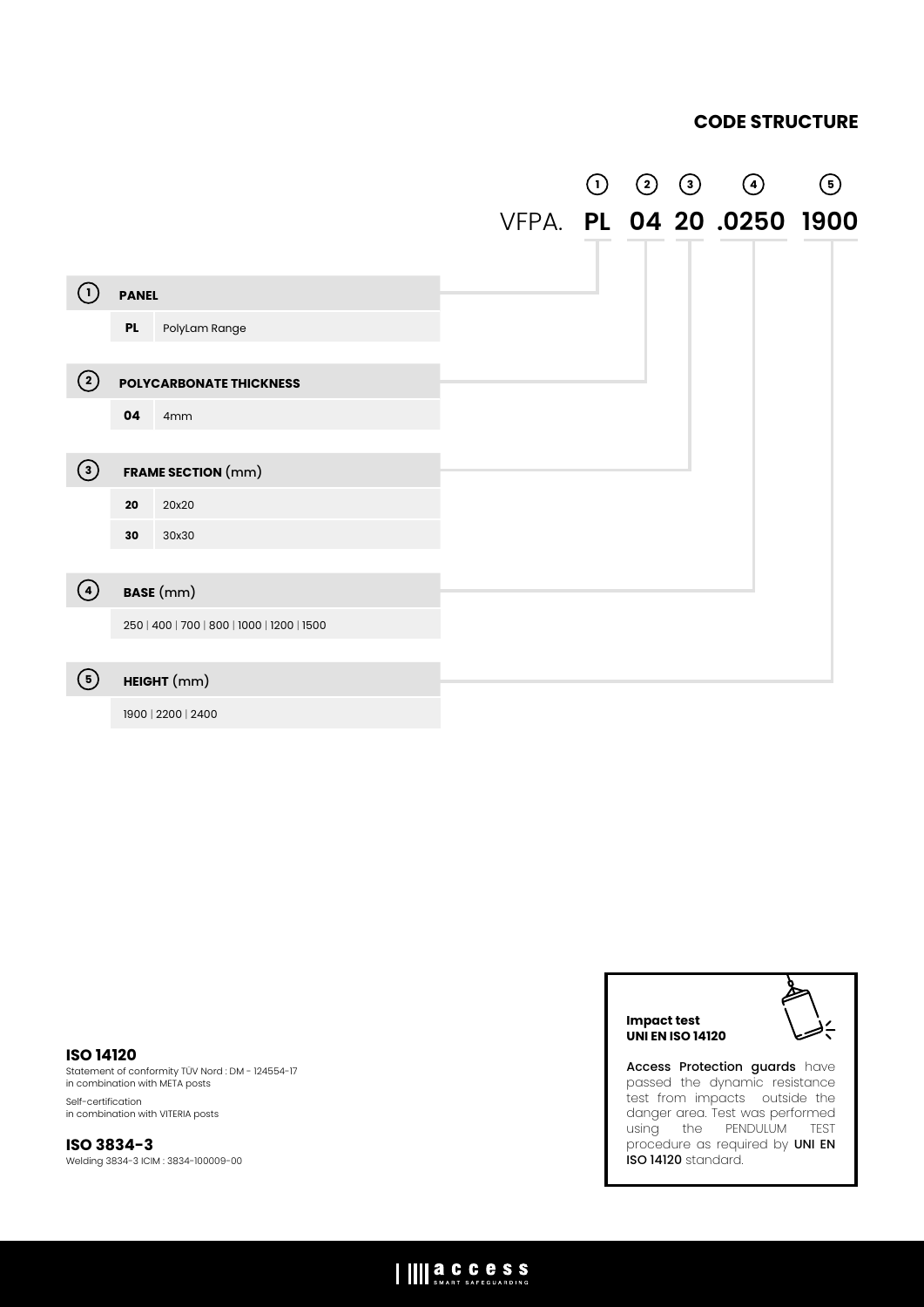## CODE STRUCTURE

VFPA. **PL** **04** **20** **.0250** **1900**

(1) PL — (2) 04 — (3) 20 — (4) .0250 — (5) 1900

### (1) PANEL

| | |
|---|---|
| **PL** | PolyLam Range |

### (2) POLYCARBONATE THICKNESS

| | |
|---|---|
| **04** | 4mm |

### (3) FRAME SECTION (mm)

| | |
|---|---|
| **20** | 20x20 |
| **30** | 30x30 |

### (4) BASE (mm)

250 | 400 | 700 | 800 | 1000 | 1200 | 1500

### (5) HEIGHT (mm)

1900 | 2200 | 2400

**ISO 14120**
Statement of conformity TÜV Nord : DM - 124554-17
in combination with META posts

Self-certification
in combination with VITERIA posts

**ISO 3834-3**
Welding 3834-3 ICIM : 3834-100009-00

**Impact test**
**UNI EN ISO 14120**

**Access Protection guards** have passed the dynamic resistance test from impacts outside the danger area. Test was performed using the PENDULUM TEST procedure as required by **UNI EN ISO 14120** standard.